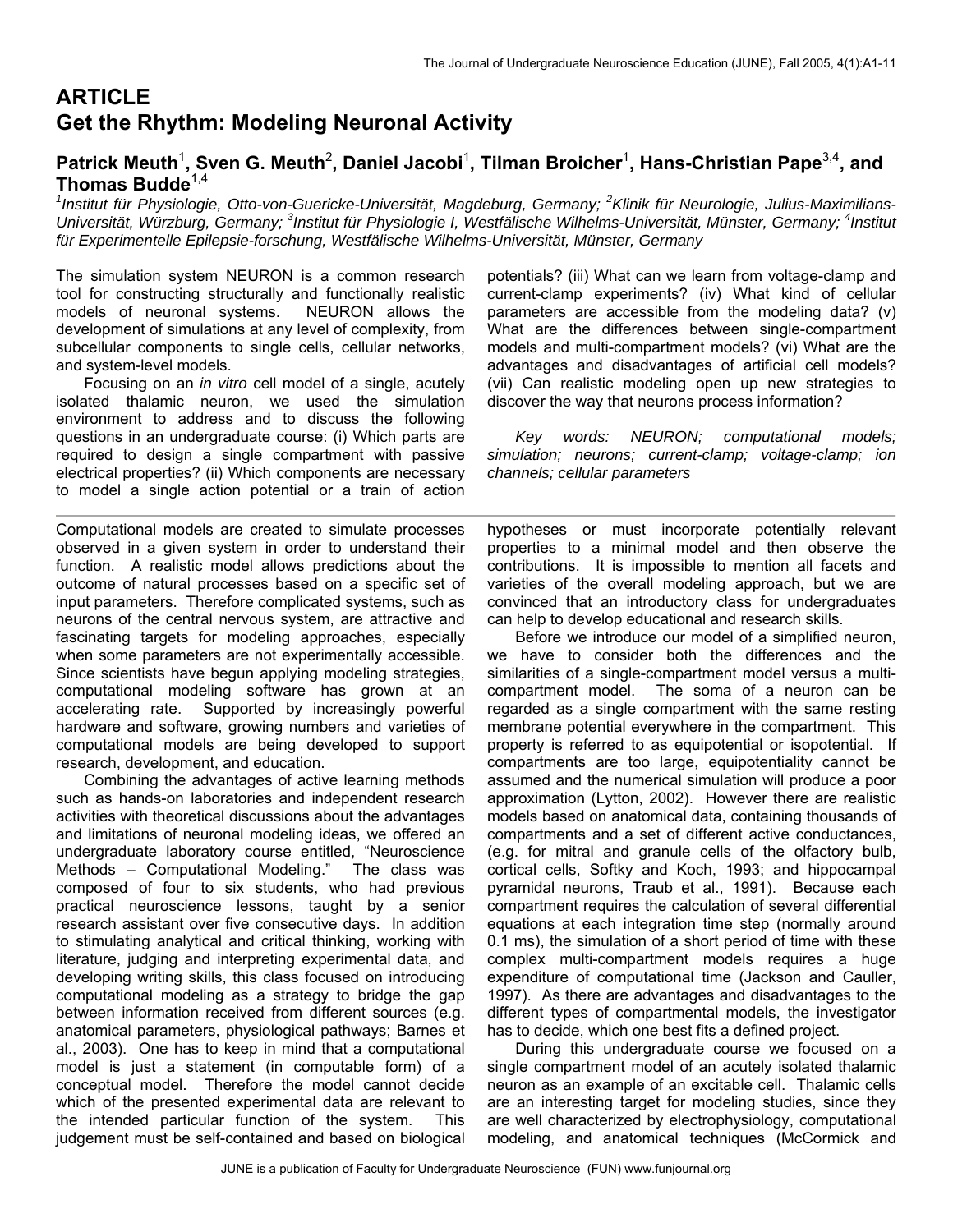# ARTICLE
# Get the Rhythm: Modeling Neuronal Activity

**Patrick Meuth[1], Sven G. Meuth[2], Daniel Jacobi[1], Tilman Broicher[1], Hans-Christian Pape[3,4], and Thomas Budde[1,4]**

*[1]Institut für Physiologie, Otto-von-Guericke-Universität, Magdeburg, Germany; [2]Klinik für Neurologie, Julius-Maximilians-Universität, Würzburg, Germany; [3]Institut für Physiologie I, Westfälische Wilhelms-Universität, Münster, Germany; [4]Institut für Experimentelle Epilepsie-forschung, Westfälische Wilhelms-Universität, Münster, Germany*

The simulation system NEURON is a common research tool for constructing structurally and functionally realistic models of neuronal systems. NEURON allows the development of simulations at any level of complexity, from subcellular components to single cells, cellular networks, and system-level models.

Focusing on an *in vitro* cell model of a single, acutely isolated thalamic neuron, we used the simulation environment to address and to discuss the following questions in an undergraduate course: (i) Which parts are required to design a single compartment with passive electrical properties? (ii) Which components are necessary to model a single action potential or a train of action potentials? (iii) What can we learn from voltage-clamp and current-clamp experiments? (iv) What kind of cellular parameters are accessible from the modeling data? (v) What are the differences between single-compartment models and multi-compartment models? (vi) What are the advantages and disadvantages of artificial cell models? (vii) Can realistic modeling open up new strategies to discover the way that neurons process information?

*Key words: NEURON; computational models; simulation; neurons; current-clamp; voltage-clamp; ion channels; cellular parameters*

---

Computational models are created to simulate processes observed in a given system in order to understand their function. A realistic model allows predictions about the outcome of natural processes based on a specific set of input parameters. Therefore complicated systems, such as neurons of the central nervous system, are attractive and fascinating targets for modeling approaches, especially when some parameters are not experimentally accessible. Since scientists have begun applying modeling strategies, computational modeling software has grown at an accelerating rate. Supported by increasingly powerful hardware and software, growing numbers and varieties of computational models are being developed to support research, development, and education.

Combining the advantages of active learning methods such as hands-on laboratories and independent research activities with theoretical discussions about the advantages and limitations of neuronal modeling ideas, we offered an undergraduate laboratory course entitled, "Neuroscience Methods – Computational Modeling." The class was composed of four to six students, who had previous practical neuroscience lessons, taught by a senior research assistant over five consecutive days. In addition to stimulating analytical and critical thinking, working with literature, judging and interpreting experimental data, and developing writing skills, this class focused on introducing computational modeling as a strategy to bridge the gap between information received from different sources (e.g. anatomical parameters, physiological pathways; Barnes et al., 2003). One has to keep in mind that a computational model is just a statement (in computable form) of a conceptual model. Therefore the model cannot decide which of the presented experimental data are relevant to the intended particular function of the system. This judgement must be self-contained and based on biological hypotheses or must incorporate potentially relevant properties to a minimal model and then observe the contributions. It is impossible to mention all facets and varieties of the overall modeling approach, but we are convinced that an introductory class for undergraduates can help to develop educational and research skills.

Before we introduce our model of a simplified neuron, we have to consider both the differences and the similarities of a single-compartment model versus a multi-compartment model. The soma of a neuron can be regarded as a single compartment with the same resting membrane potential everywhere in the compartment. This property is referred to as equipotential or isopotential. If compartments are too large, equipotentiality cannot be assumed and the numerical simulation will produce a poor approximation (Lytton, 2002). However there are realistic models based on anatomical data, containing thousands of compartments and a set of different active conductances, (e.g. for mitral and granule cells of the olfactory bulb, cortical cells, Softky and Koch, 1993; and hippocampal pyramidal neurons, Traub et al., 1991). Because each compartment requires the calculation of several differential equations at each integration time step (normally around 0.1 ms), the simulation of a short period of time with these complex multi-compartment models requires a huge expenditure of computational time (Jackson and Cauller, 1997). As there are advantages and disadvantages to the different types of compartmental models, the investigator has to decide, which one best fits a defined project.

During this undergraduate course we focused on a single compartment model of an acutely isolated thalamic neuron as an example of an excitable cell. Thalamic cells are an interesting target for modeling studies, since they are well characterized by electrophysiology, computational modeling, and anatomical techniques (McCormick and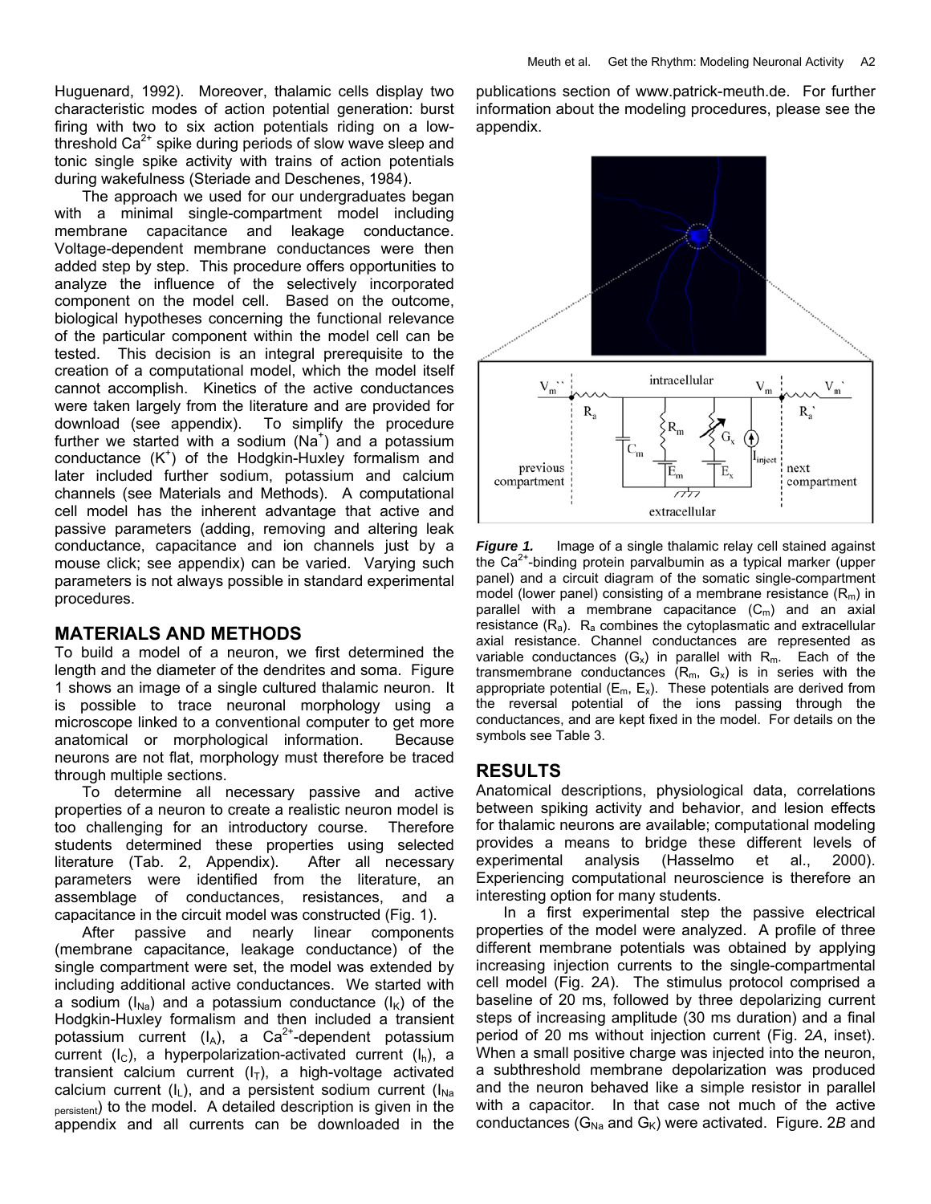Huguenard, 1992). Moreover, thalamic cells display two characteristic modes of action potential generation: burst firing with two to six action potentials riding on a low-threshold $Ca^{2+}$ spike during periods of slow wave sleep and tonic single spike activity with trains of action potentials during wakefulness (Steriade and Deschenes, 1984).

The approach we used for our undergraduates began with a minimal single-compartment model including membrane capacitance and leakage conductance. Voltage-dependent membrane conductances were then added step by step. This procedure offers opportunities to analyze the influence of the selectively incorporated component on the model cell. Based on the outcome, biological hypotheses concerning the functional relevance of the particular component within the model cell can be tested. This decision is an integral prerequisite to the creation of a computational model, which the model itself cannot accomplish. Kinetics of the active conductances were taken largely from the literature and are provided for download (see appendix). To simplify the procedure further we started with a sodium ($Na^+$) and a potassium conductance ($K^+$) of the Hodgkin-Huxley formalism and later included further sodium, potassium and calcium channels (see Materials and Methods). A computational cell model has the inherent advantage that active and passive parameters (adding, removing and altering leak conductance, capacitance and ion channels just by a mouse click; see appendix) can be varied. Varying such parameters is not always possible in standard experimental procedures.

## MATERIALS AND METHODS

To build a model of a neuron, we first determined the length and the diameter of the dendrites and soma. Figure 1 shows an image of a single cultured thalamic neuron. It is possible to trace neuronal morphology using a microscope linked to a conventional computer to get more anatomical or morphological information. Because neurons are not flat, morphology must therefore be traced through multiple sections.

To determine all necessary passive and active properties of a neuron to create a realistic neuron model is too challenging for an introductory course. Therefore students determined these properties using selected literature (Tab. 2, Appendix). After all necessary parameters were identified from the literature, an assemblage of conductances, resistances, and a capacitance in the circuit model was constructed (Fig. 1).

After passive and nearly linear components (membrane capacitance, leakage conductance) of the single compartment were set, the model was extended by including additional active conductances. We started with a sodium ($I_{Na}$) and a potassium conductance ($I_K$) of the Hodgkin-Huxley formalism and then included a transient potassium current ($I_A$), a $Ca^{2+}$-dependent potassium current ($I_C$), a hyperpolarization-activated current ($I_h$), a transient calcium current ($I_T$), a high-voltage activated calcium current ($I_L$), and a persistent sodium current ($I_{Na\ persistent}$) to the model. A detailed description is given in the appendix and all currents can be downloaded in the publications section of www.patrick-meuth.de. For further information about the modeling procedures, please see the appendix.

***Figure 1.*** Image of a single thalamic relay cell stained against the $Ca^{2+}$-binding protein parvalbumin as a typical marker (upper panel) and a circuit diagram of the somatic single-compartment model (lower panel) consisting of a membrane resistance ($R_m$) in parallel with a membrane capacitance ($C_m$) and an axial resistance ($R_a$). $R_a$ combines the cytoplasmatic and extracellular axial resistance. Channel conductances are represented as variable conductances ($G_x$) in parallel with $R_m$. Each of the transmembrane conductances ($R_m$, $G_x$) is in series with the appropriate potential ($E_m$, $E_x$). These potentials are derived from the reversal potential of the ions passing through the conductances, and are kept fixed in the model. For details on the symbols see Table 3.

## RESULTS

Anatomical descriptions, physiological data, correlations between spiking activity and behavior, and lesion effects for thalamic neurons are available; computational modeling provides a means to bridge these different levels of experimental analysis (Hasselmo et al., 2000). Experiencing computational neuroscience is therefore an interesting option for many students.

In a first experimental step the passive electrical properties of the model were analyzed. A profile of three different membrane potentials was obtained by applying increasing injection currents to the single-compartmental cell model (Fig. 2*A*). The stimulus protocol comprised a baseline of 20 ms, followed by three depolarizing current steps of increasing amplitude (30 ms duration) and a final period of 20 ms without injection current (Fig. 2*A*, inset). When a small positive charge was injected into the neuron, a subthreshold membrane depolarization was produced and the neuron behaved like a simple resistor in parallel with a capacitor. In that case not much of the active conductances ($G_{Na}$ and $G_K$) were activated. Figure. 2*B* and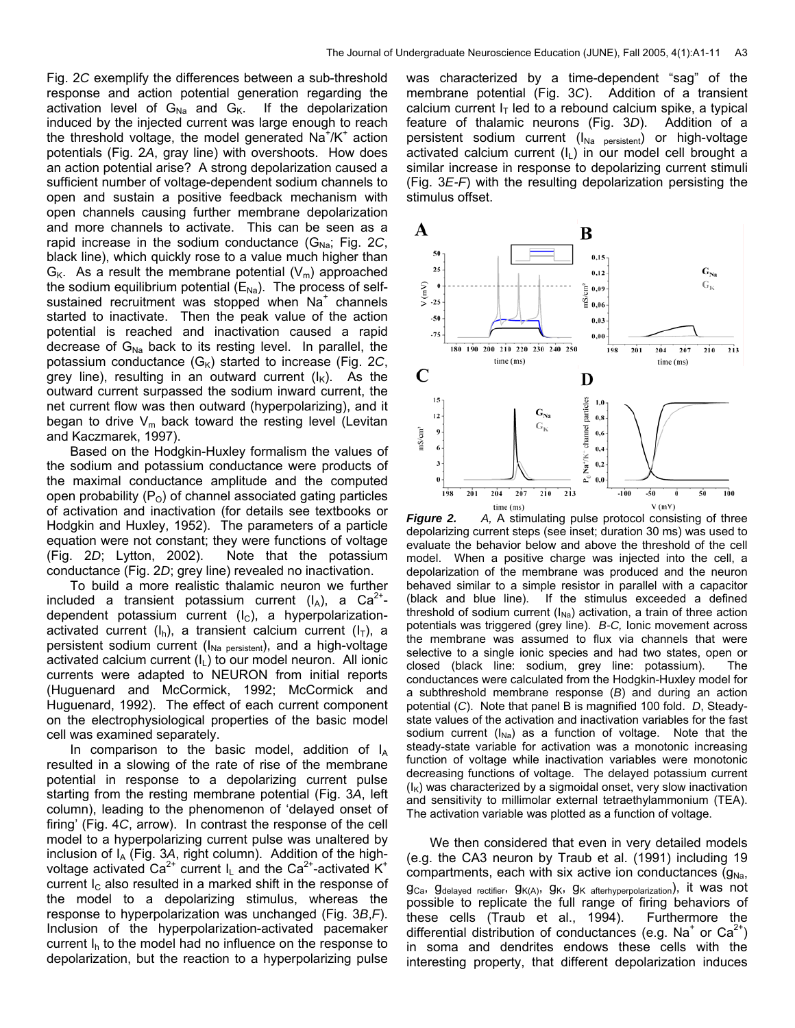Fig. 2*C* exemplify the differences between a sub-threshold response and action potential generation regarding the activation level of $G_{Na}$ and $G_K$. If the depolarization induced by the injected current was large enough to reach the threshold voltage, the model generated $Na^+/K^+$ action potentials (Fig. 2*A*, gray line) with overshoots. How does an action potential arise? A strong depolarization caused a sufficient number of voltage-dependent sodium channels to open and sustain a positive feedback mechanism with open channels causing further membrane depolarization and more channels to activate. This can be seen as a rapid increase in the sodium conductance ($G_{Na}$; Fig. 2*C*, black line), which quickly rose to a value much higher than $G_K$. As a result the membrane potential ($V_m$) approached the sodium equilibrium potential ($E_{Na}$). The process of self-sustained recruitment was stopped when $Na^+$ channels started to inactivate. Then the peak value of the action potential is reached and inactivation caused a rapid decrease of $G_{Na}$ back to its resting level. In parallel, the potassium conductance ($G_K$) started to increase (Fig. 2*C*, grey line), resulting in an outward current ($I_K$). As the outward current surpassed the sodium inward current, the net current flow was then outward (hyperpolarizing), and it began to drive $V_m$ back toward the resting level (Levitan and Kaczmarek, 1997).

Based on the Hodgkin-Huxley formalism the values of the sodium and potassium conductance were products of the maximal conductance amplitude and the computed open probability ($P_O$) of channel associated gating particles of activation and inactivation (for details see textbooks or Hodgkin and Huxley, 1952). The parameters of a particle equation were not constant; they were functions of voltage (Fig. 2*D*; Lytton, 2002). Note that the potassium conductance (Fig. 2*D*; grey line) revealed no inactivation.

To build a more realistic thalamic neuron we further included a transient potassium current ($I_A$), a $Ca^{2+}$-dependent potassium current ($I_C$), a hyperpolarization-activated current ($I_h$), a transient calcium current ($I_T$), a persistent sodium current ($I_{Na\ persistent}$), and a high-voltage activated calcium current ($I_L$) to our model neuron. All ionic currents were adapted to NEURON from initial reports (Huguenard and McCormick, 1992; McCormick and Huguenard, 1992). The effect of each current component on the electrophysiological properties of the basic model cell was examined separately.

In comparison to the basic model, addition of $I_A$ resulted in a slowing of the rate of rise of the membrane potential in response to a depolarizing current pulse starting from the resting membrane potential (Fig. 3*A*, left column), leading to the phenomenon of 'delayed onset of firing' (Fig. 4*C*, arrow). In contrast the response of the cell model to a hyperpolarizing current pulse was unaltered by inclusion of $I_A$ (Fig. 3*A*, right column). Addition of the high-voltage activated $Ca^{2+}$ current $I_L$ and the $Ca^{2+}$-activated $K^+$ current $I_C$ also resulted in a marked shift in the response of the model to a depolarizing stimulus, whereas the response to hyperpolarization was unchanged (Fig. 3*B*,*F*). Inclusion of the hyperpolarization-activated pacemaker current $I_h$ to the model had no influence on the response to depolarization, but the reaction to a hyperpolarizing pulse was characterized by a time-dependent "sag" of the membrane potential (Fig. 3*C*). Addition of a transient calcium current $I_T$ led to a rebound calcium spike, a typical feature of thalamic neurons (Fig. 3*D*). Addition of a persistent sodium current ($I_{Na\ persistent}$) or high-voltage activated calcium current ($I_L$) in our model cell brought a similar increase in response to depolarizing current stimuli (Fig. 3*E*-*F*) with the resulting depolarization persisting the stimulus offset.

***Figure 2.*** *A,* A stimulating pulse protocol consisting of three depolarizing current steps (see inset; duration 30 ms) was used to evaluate the behavior below and above the threshold of the cell model. When a positive charge was injected into the cell, a depolarization of the membrane was produced and the neuron behaved similar to a simple resistor in parallel with a capacitor (black and blue line). If the stimulus exceeded a defined threshold of sodium current ($I_{Na}$) activation, a train of three action potentials was triggered (grey line). *B-C,* Ionic movement across the membrane was assumed to flux via channels that were selective to a single ionic species and had two states, open or closed (black line: sodium, grey line: potassium). The conductances were calculated from the Hodgkin-Huxley model for a subthreshold membrane response (*B*) and during an action potential (*C*). Note that panel B is magnified 100 fold. *D*, Steady-state values of the activation and inactivation variables for the fast sodium current ($I_{Na}$) as a function of voltage. Note that the steady-state variable for activation was a monotonic increasing function of voltage while inactivation variables were monotonic decreasing functions of voltage. The delayed potassium current ($I_K$) was characterized by a sigmoidal onset, very slow inactivation and sensitivity to millimolar external tetraethylammonium (TEA). The activation variable was plotted as a function of voltage.

We then considered that even in very detailed models (e.g. the CA3 neuron by Traub et al. (1991) including 19 compartments, each with six active ion conductances ($g_{Na}$, $g_{Ca}$, $g_{delayed\ rectifier}$, $g_{K(A)}$, $g_K$, $g_{K\ afterhyperpolarization}$), it was not possible to replicate the full range of firing behaviors of these cells (Traub et al., 1994). Furthermore the differential distribution of conductances (e.g. $Na^+$ or $Ca^{2+}$) in soma and dendrites endows these cells with the interesting property, that different depolarization induces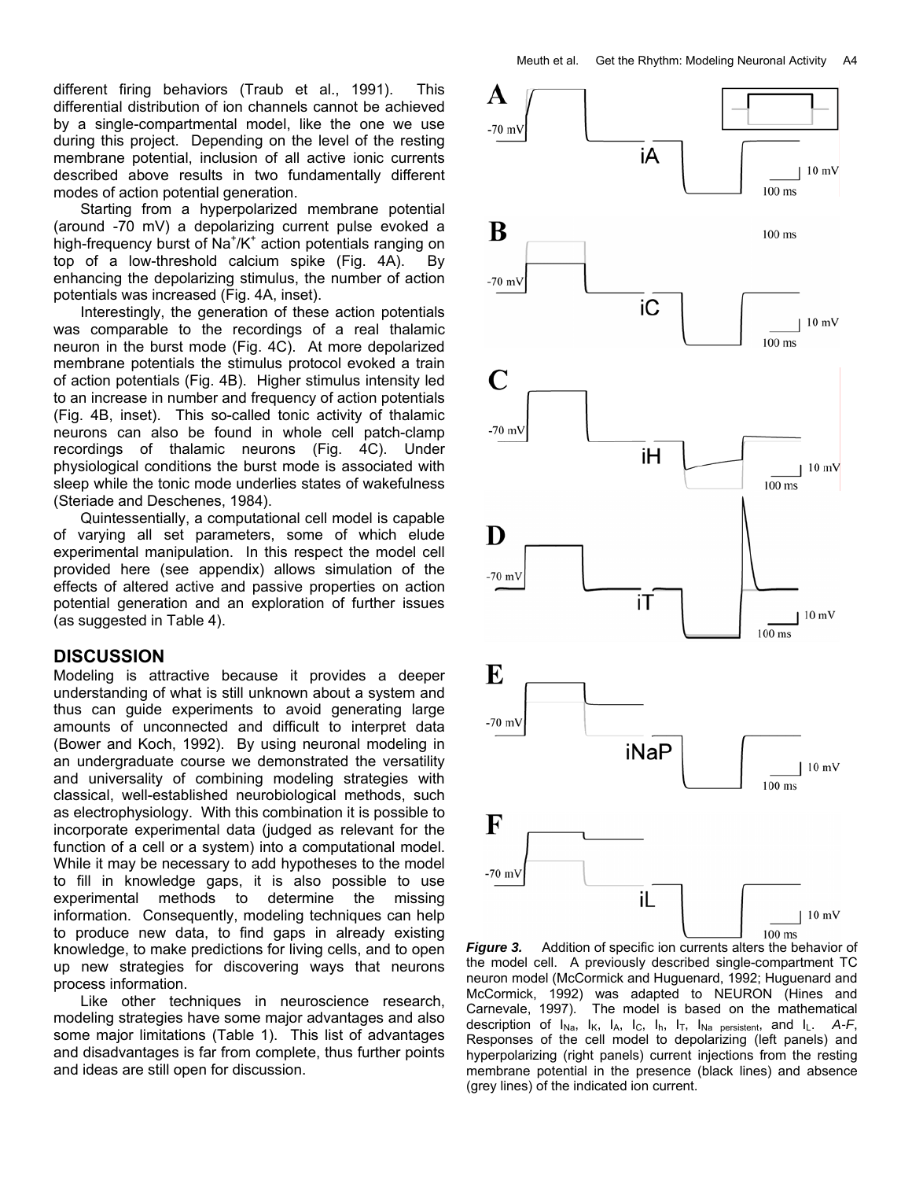different firing behaviors (Traub et al., 1991). This differential distribution of ion channels cannot be achieved by a single-compartmental model, like the one we use during this project. Depending on the level of the resting membrane potential, inclusion of all active ionic currents described above results in two fundamentally different modes of action potential generation.

Starting from a hyperpolarized membrane potential (around -70 mV) a depolarizing current pulse evoked a high-frequency burst of $Na^+/K^+$ action potentials ranging on top of a low-threshold calcium spike (Fig. 4A). By enhancing the depolarizing stimulus, the number of action potentials was increased (Fig. 4A, inset).

Interestingly, the generation of these action potentials was comparable to the recordings of a real thalamic neuron in the burst mode (Fig. 4C). At more depolarized membrane potentials the stimulus protocol evoked a train of action potentials (Fig. 4B). Higher stimulus intensity led to an increase in number and frequency of action potentials (Fig. 4B, inset). This so-called tonic activity of thalamic neurons can also be found in whole cell patch-clamp recordings of thalamic neurons (Fig. 4C). Under physiological conditions the burst mode is associated with sleep while the tonic mode underlies states of wakefulness (Steriade and Deschenes, 1984).

Quintessentially, a computational cell model is capable of varying all set parameters, some of which elude experimental manipulation. In this respect the model cell provided here (see appendix) allows simulation of the effects of altered active and passive properties on action potential generation and an exploration of further issues (as suggested in Table 4).

## DISCUSSION

Modeling is attractive because it provides a deeper understanding of what is still unknown about a system and thus can guide experiments to avoid generating large amounts of unconnected and difficult to interpret data (Bower and Koch, 1992). By using neuronal modeling in an undergraduate course we demonstrated the versatility and universality of combining modeling strategies with classical, well-established neurobiological methods, such as electrophysiology. With this combination it is possible to incorporate experimental data (judged as relevant for the function of a cell or a system) into a computational model. While it may be necessary to add hypotheses to the model to fill in knowledge gaps, it is also possible to use experimental methods to determine the missing information. Consequently, modeling techniques can help to produce new data, to find gaps in already existing knowledge, to make predictions for living cells, and to open up new strategies for discovering ways that neurons process information.

Like other techniques in neuroscience research, modeling strategies have some major advantages and also some major limitations (Table 1). This list of advantages and disadvantages is far from complete, thus further points and ideas are still open for discussion.

***Figure 3.*** Addition of specific ion currents alters the behavior of the model cell. A previously described single-compartment TC neuron model (McCormick and Huguenard, 1992; Huguenard and McCormick, 1992) was adapted to NEURON (Hines and Carnevale, 1997). The model is based on the mathematical description of $I_{Na}$, $I_K$, $I_A$, $I_C$, $I_h$, $I_T$, $I_{Na\ persistent}$, and $I_L$. *A-F*, Responses of the cell model to depolarizing (left panels) and hyperpolarizing (right panels) current injections from the resting membrane potential in the presence (black lines) and absence (grey lines) of the indicated ion current.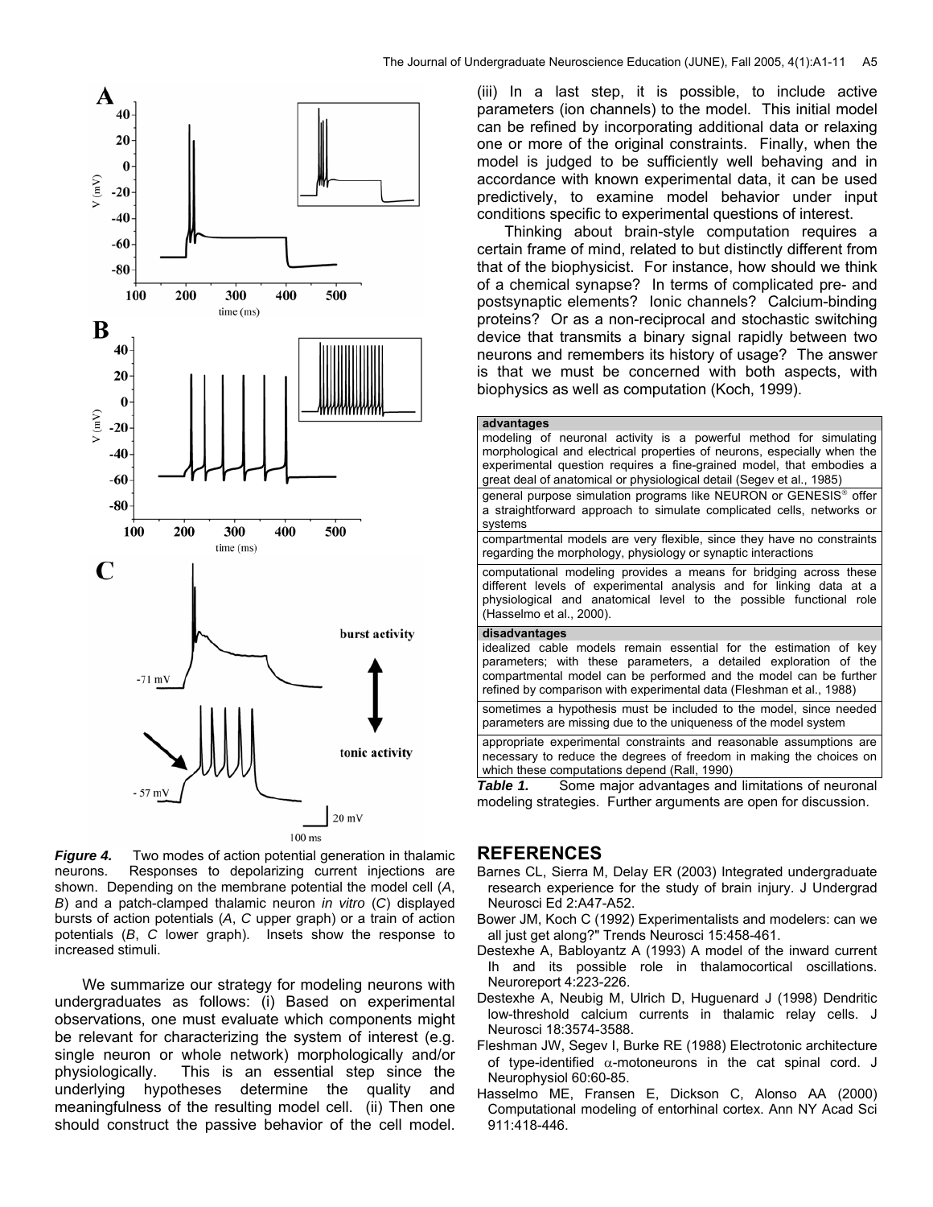***Figure 4.*** Two modes of action potential generation in thalamic neurons. Responses to depolarizing current injections are shown. Depending on the membrane potential the model cell (*A*, *B*) and a patch-clamped thalamic neuron *in vitro* (*C*) displayed bursts of action potentials (*A*, *C* upper graph) or a train of action potentials (*B*, *C* lower graph). Insets show the response to increased stimuli.

We summarize our strategy for modeling neurons with undergraduates as follows: (i) Based on experimental observations, one must evaluate which components might be relevant for characterizing the system of interest (e.g. single neuron or whole network) morphologically and/or physiologically. This is an essential step since the underlying hypotheses determine the quality and meaningfulness of the resulting model cell. (ii) Then one should construct the passive behavior of the cell model. (iii) In a last step, it is possible, to include active parameters (ion channels) to the model. This initial model can be refined by incorporating additional data or relaxing one or more of the original constraints. Finally, when the model is judged to be sufficiently well behaving and in accordance with known experimental data, it can be used predictively, to examine model behavior under input conditions specific to experimental questions of interest.

Thinking about brain-style computation requires a certain frame of mind, related to but distinctly different from that of the biophysicist. For instance, how should we think of a chemical synapse? In terms of complicated pre- and postsynaptic elements? Ionic channels? Calcium-binding proteins? Or as a non-reciprocal and stochastic switching device that transmits a binary signal rapidly between two neurons and remembers its history of usage? The answer is that we must be concerned with both aspects, with biophysics as well as computation (Koch, 1999).

| **advantages** |
| --- |
| modeling of neuronal activity is a powerful method for simulating morphological and electrical properties of neurons, especially when the experimental question requires a fine-grained model, that embodies a great deal of anatomical or physiological detail (Segev et al., 1985) |
| general purpose simulation programs like NEURON or GENESIS® offer a straightforward approach to simulate complicated cells, networks or systems |
| compartmental models are very flexible, since they have no constraints regarding the morphology, physiology or synaptic interactions |
| computational modeling provides a means for bridging across these different levels of experimental analysis and for linking data at a physiological and anatomical level to the possible functional role (Hasselmo et al., 2000). |
| **disadvantages** |
| idealized cable models remain essential for the estimation of key parameters; with these parameters, a detailed exploration of the compartmental model can be performed and the model can be further refined by comparison with experimental data (Fleshman et al., 1988) |
| sometimes a hypothesis must be included to the model, since needed parameters are missing due to the uniqueness of the model system |
| appropriate experimental constraints and reasonable assumptions are necessary to reduce the degrees of freedom in making the choices on which these computations depend (Rall, 1990) |

***Table 1.*** Some major advantages and limitations of neuronal modeling strategies. Further arguments are open for discussion.

## REFERENCES

Barnes CL, Sierra M, Delay ER (2003) Integrated undergraduate research experience for the study of brain injury. J Undergrad Neurosci Ed 2:A47-A52.

Bower JM, Koch C (1992) Experimentalists and modelers: can we all just get along?" Trends Neurosci 15:458-461.

Destexhe A, Babloyantz A (1993) A model of the inward current Ih and its possible role in thalamocortical oscillations. Neuroreport 4:223-226.

Destexhe A, Neubig M, Ulrich D, Huguenard J (1998) Dendritic low-threshold calcium currents in thalamic relay cells. J Neurosci 18:3574-3588.

Fleshman JW, Segev I, Burke RE (1988) Electrotonic architecture of type-identified $\alpha$-motoneurons in the cat spinal cord. J Neurophysiol 60:60-85.

Hasselmo ME, Fransen E, Dickson C, Alonso AA (2000) Computational modeling of entorhinal cortex. Ann NY Acad Sci 911:418-446.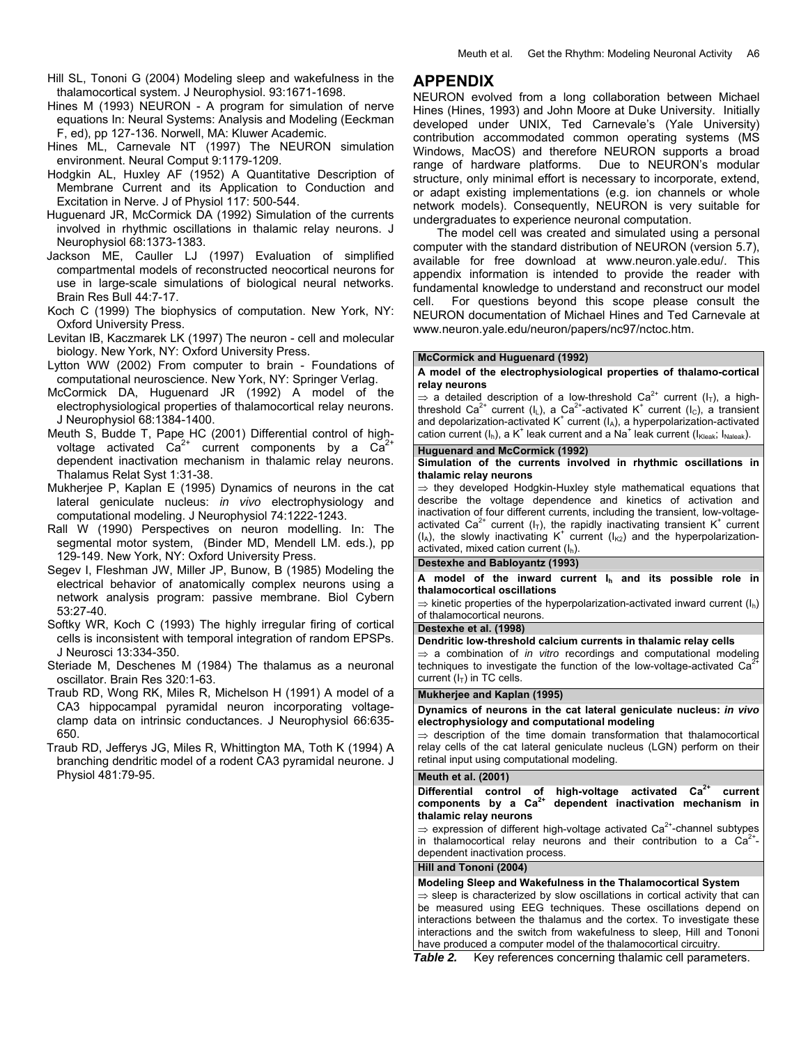Hill SL, Tononi G (2004) Modeling sleep and wakefulness in the thalamocortical system. J Neurophysiol. 93:1671-1698.

Hines M (1993) NEURON - A program for simulation of nerve equations In: Neural Systems: Analysis and Modeling (Eeckman F, ed), pp 127-136. Norwell, MA: Kluwer Academic.

Hines ML, Carnevale NT (1997) The NEURON simulation environment. Neural Comput 9:1179-1209.

Hodgkin AL, Huxley AF (1952) A Quantitative Description of Membrane Current and its Application to Conduction and Excitation in Nerve. J of Physiol 117: 500-544.

Huguenard JR, McCormick DA (1992) Simulation of the currents involved in rhythmic oscillations in thalamic relay neurons. J Neurophysiol 68:1373-1383.

Jackson ME, Cauller LJ (1997) Evaluation of simplified compartmental models of reconstructed neocortical neurons for use in large-scale simulations of biological neural networks. Brain Res Bull 44:7-17.

Koch C (1999) The biophysics of computation. New York, NY: Oxford University Press.

Levitan IB, Kaczmarek LK (1997) The neuron - cell and molecular biology. New York, NY: Oxford University Press.

Lytton WW (2002) From computer to brain - Foundations of computational neuroscience. New York, NY: Springer Verlag.

McCormick DA, Huguenard JR (1992) A model of the electrophysiological properties of thalamocortical relay neurons. J Neurophysiol 68:1384-1400.

Meuth S, Budde T, Pape HC (2001) Differential control of high-voltage activated $Ca^{2+}$ current components by a $Ca^{2+}$ dependent inactivation mechanism in thalamic relay neurons. Thalamus Relat Syst 1:31-38.

Mukherjee P, Kaplan E (1995) Dynamics of neurons in the cat lateral geniculate nucleus: *in vivo* electrophysiology and computational modeling. J Neurophysiol 74:1222-1243.

Rall W (1990) Perspectives on neuron modelling. In: The segmental motor system, (Binder MD, Mendell LM. eds.), pp 129-149. New York, NY: Oxford University Press.

Segev I, Fleshman JW, Miller JP, Bunow, B (1985) Modeling the electrical behavior of anatomically complex neurons using a network analysis program: passive membrane. Biol Cybern 53:27-40.

Softky WR, Koch C (1993) The highly irregular firing of cortical cells is inconsistent with temporal integration of random EPSPs. J Neurosci 13:334-350.

Steriade M, Deschenes M (1984) The thalamus as a neuronal oscillator. Brain Res 320:1-63.

Traub RD, Wong RK, Miles R, Michelson H (1991) A model of a CA3 hippocampal pyramidal neuron incorporating voltage-clamp data on intrinsic conductances. J Neurophysiol 66:635-650.

Traub RD, Jefferys JG, Miles R, Whittington MA, Toth K (1994) A branching dendritic model of a rodent CA3 pyramidal neurone. J Physiol 481:79-95.

## APPENDIX

NEURON evolved from a long collaboration between Michael Hines (Hines, 1993) and John Moore at Duke University. Initially developed under UNIX, Ted Carnevale's (Yale University) contribution accommodated common operating systems (MS Windows, MacOS) and therefore NEURON supports a broad range of hardware platforms. Due to NEURON's modular structure, only minimal effort is necessary to incorporate, extend, or adapt existing implementations (e.g. ion channels or whole network models). Consequently, NEURON is very suitable for undergraduates to experience neuronal computation.

The model cell was created and simulated using a personal computer with the standard distribution of NEURON (version 5.7), available for free download at www.neuron.yale.edu/. This appendix information is intended to provide the reader with fundamental knowledge to understand and reconstruct our model cell. For questions beyond this scope please consult the NEURON documentation of Michael Hines and Ted Carnevale at www.neuron.yale.edu/neuron/papers/nc97/nctoc.htm.

| Reference |
|---|
| **McCormick and Huguenard (1992)** |
| **A model of the electrophysiological properties of thalamo-cortical relay neurons** ⇒ a detailed description of a low-threshold $Ca^{2+}$ current ($I_T$), a high-threshold $Ca^{2+}$ current ($I_L$), a $Ca^{2+}$-activated $K^+$ current ($I_C$), a transient and depolarization-activated $K^+$ current ($I_A$), a hyperpolarization-activated cation current ($I_h$), a $K^+$ leak current and a $Na^+$ leak current ($I_{Kleak}$; $I_{Naleak}$). |
| **Huguenard and McCormick (1992)** |
| **Simulation of the currents involved in rhythmic oscillations in thalamic relay neurons** ⇒ they developed Hodgkin-Huxley style mathematical equations that describe the voltage dependence and kinetics of activation and inactivation of four different currents, including the transient, low-voltage-activated $Ca^{2+}$ current ($I_T$), the rapidly inactivating transient $K^+$ current ($I_A$), the slowly inactivating $K^+$ current ($I_{K2}$) and the hyperpolarization-activated, mixed cation current ($I_h$). |
| **Destexhe and Babloyantz (1993)** |
| **A model of the inward current $I_h$ and its possible role in thalamocortical oscillations** ⇒ kinetic properties of the hyperpolarization-activated inward current ($I_h$) of thalamocortical neurons. |
| **Destexhe et al. (1998)** |
| **Dendritic low-threshold calcium currents in thalamic relay cells** ⇒ a combination of *in vitro* recordings and computational modeling techniques to investigate the function of the low-voltage-activated $Ca^{2+}$ current ($I_T$) in TC cells. |
| **Mukherjee and Kaplan (1995)** |
| **Dynamics of neurons in the cat lateral geniculate nucleus: *in vivo* electrophysiology and computational modeling** ⇒ description of the time domain transformation that thalamocortical relay cells of the cat lateral geniculate nucleus (LGN) perform on their retinal input using computational modeling. |
| **Meuth et al. (2001)** |
| **Differential control of high-voltage activated $Ca^{2+}$ current components by a $Ca^{2+}$ dependent inactivation mechanism in thalamic relay neurons** ⇒ expression of different high-voltage activated $Ca^{2+}$-channel subtypes in thalamocortical relay neurons and their contribution to a $Ca^{2+}$-dependent inactivation process. |
| **Hill and Tononi (2004)** |
| **Modeling Sleep and Wakefulness in the Thalamocortical System** ⇒ sleep is characterized by slow oscillations in cortical activity that can be measured using EEG techniques. These oscillations depend on interactions between the thalamus and the cortex. To investigate these interactions and the switch from wakefulness to sleep, Hill and Tononi have produced a computer model of the thalamocortical circuitry. |

***Table 2.*** Key references concerning thalamic cell parameters.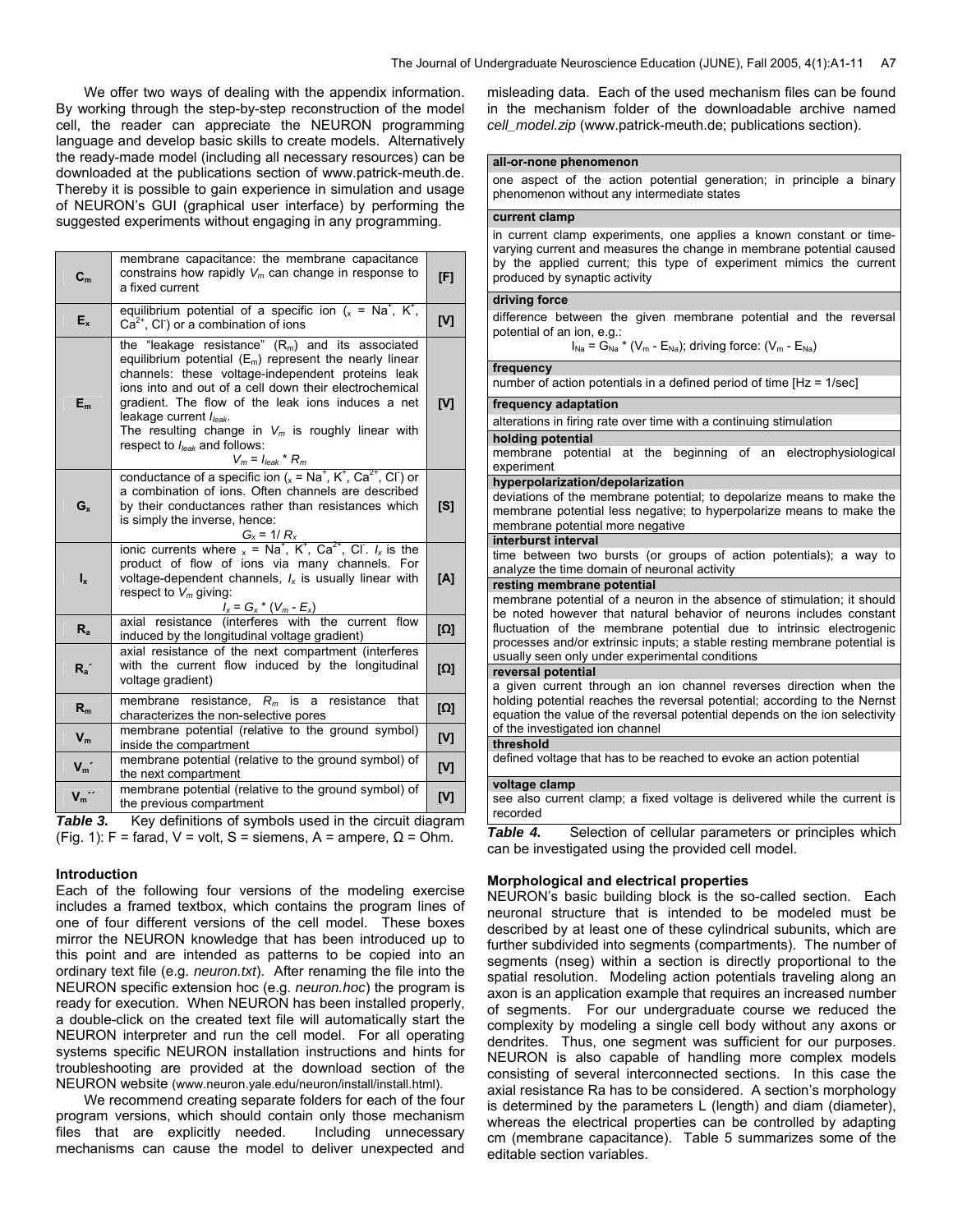We offer two ways of dealing with the appendix information. By working through the step-by-step reconstruction of the model cell, the reader can appreciate the NEURON programming language and develop basic skills to create models. Alternatively the ready-made model (including all necessary resources) can be downloaded at the publications section of www.patrick-meuth.de. Thereby it is possible to gain experience in simulation and usage of NEURON's GUI (graphical user interface) by performing the suggested experiments without engaging in any programming.

| | | |
|---|---|---|
| $C_m$ | membrane capacitance: the membrane capacitance constrains how rapidly $V_m$ can change in response to a fixed current | [F] |
| $E_x$ | equilibrium potential of a specific ion ($_x$ = $Na^+$, $K^+$, $Ca^{2+}$, $Cl^-$) or a combination of ions | [V] |
| $E_m$ | the "leakage resistance" ($R_m$) and its associated equilibrium potential ($E_m$) represent the nearly linear channels: these voltage-independent proteins leak ions into and out of a cell down their electrochemical gradient. The flow of the leak ions induces a net leakage current $I_{leak}$. The resulting change in $V_m$ is roughly linear with respect to $I_{leak}$ and follows: $V_m = I_{leak} * R_m$ | [V] |
| $G_x$ | conductance of a specific ion ($_x$ = $Na^+$, $K^+$, $Ca^{2+}$, $Cl^-$) or a combination of ions. Often channels are described by their conductances rather than resistances which is simply the inverse, hence: $G_x = 1/R_x$ | [S] |
| $I_x$ | ionic currents where $_x$ = $Na^+$, $K^+$, $Ca^{2+}$, $Cl^-$. $I_x$ is the product of flow of ions via many channels. For voltage-dependent channels, $I_x$ is usually linear with respect to $V_m$ giving: $I_x = G_x * (V_m - E_x)$ | [A] |
| $R_a$ | axial resistance (interferes with the current flow induced by the longitudinal voltage gradient) | [Ω] |
| $R_a'$ | axial resistance of the next compartment (interferes with the current flow induced by the longitudinal voltage gradient) | [Ω] |
| $R_m$ | membrane resistance, $R_m$ is a resistance that characterizes the non-selective pores | [Ω] |
| $V_m$ | membrane potential (relative to the ground symbol) inside the compartment | [V] |
| $V_m'$ | membrane potential (relative to the ground symbol) of the next compartment | [V] |
| $V_m''$ | membrane potential (relative to the ground symbol) of the previous compartment | [V] |

***Table 3.*** Key definitions of symbols used in the circuit diagram (Fig. 1): F = farad, V = volt, S = siemens, A = ampere, Ω = Ohm.

## Introduction

Each of the following four versions of the modeling exercise includes a framed textbox, which contains the program lines of one of four different versions of the cell model. These boxes mirror the NEURON knowledge that has been introduced up to this point and are intended as patterns to be copied into an ordinary text file (e.g. *neuron.txt*). After renaming the file into the NEURON specific extension hoc (e.g. *neuron.hoc*) the program is ready for execution. When NEURON has been installed properly, a double-click on the created text file will automatically start the NEURON interpreter and run the cell model. For all operating systems specific NEURON installation instructions and hints for troubleshooting are provided at the download section of the NEURON website (www.neuron.yale.edu/neuron/install/install.html).

We recommend creating separate folders for each of the four program versions, which should contain only those mechanism files that are explicitly needed. Including unnecessary mechanisms can cause the model to deliver unexpected and misleading data. Each of the used mechanism files can be found in the mechanism folder of the downloadable archive named *cell_model.zip* (www.patrick-meuth.de; publications section).

| |
|---|
| **all-or-none phenomenon** |
| one aspect of the action potential generation; in principle a binary phenomenon without any intermediate states |
| **current clamp** |
| in current clamp experiments, one applies a known constant or time-varying current and measures the change in membrane potential caused by the applied current; this type of experiment mimics the current produced by synaptic activity |
| **driving force** |
| difference between the given membrane potential and the reversal potential of an ion, e.g.: $I_{Na} = G_{Na} * (V_m - E_{Na})$; driving force: $(V_m - E_{Na})$ |
| **frequency** |
| number of action potentials in a defined period of time [Hz = 1/sec] |
| **frequency adaptation** |
| alterations in firing rate over time with a continuing stimulation |
| **holding potential** |
| membrane potential at the beginning of an electrophysiological experiment |
| **hyperpolarization/depolarization** |
| deviations of the membrane potential; to depolarize means to make the membrane potential less negative; to hyperpolarize means to make the membrane potential more negative |
| **interburst interval** |
| time between two bursts (or groups of action potentials); a way to analyze the time domain of neuronal activity |
| **resting membrane potential** |
| membrane potential of a neuron in the absence of stimulation; it should be noted however that natural behavior of neurons includes constant fluctuation of the membrane potential due to intrinsic electrogenic processes and/or extrinsic inputs; a stable resting membrane potential is usually seen only under experimental conditions |
| **reversal potential** |
| a given current through an ion channel reverses direction when the holding potential reaches the reversal potential; according to the Nernst equation the value of the reversal potential depends on the ion selectivity of the investigated ion channel |
| **threshold** |
| defined voltage that has to be reached to evoke an action potential |
| **voltage clamp** |
| see also current clamp; a fixed voltage is delivered while the current is recorded |

***Table 4.*** Selection of cellular parameters or principles which can be investigated using the provided cell model.

## Morphological and electrical properties

NEURON's basic building block is the so-called section. Each neuronal structure that is intended to be modeled must be described by at least one of these cylindrical subunits, which are further subdivided into segments (compartments). The number of segments (nseg) within a section is directly proportional to the spatial resolution. Modeling action potentials traveling along an axon is an application example that requires an increased number of segments. For our undergraduate course we reduced the complexity by modeling a single cell body without any axons or dendrites. Thus, one segment was sufficient for our purposes. NEURON is also capable of handling more complex models consisting of several interconnected sections. In this case the axial resistance Ra has to be considered. A section's morphology is determined by the parameters L (length) and diam (diameter), whereas the electrical properties can be controlled by adapting cm (membrane capacitance). Table 5 summarizes some of the editable section variables.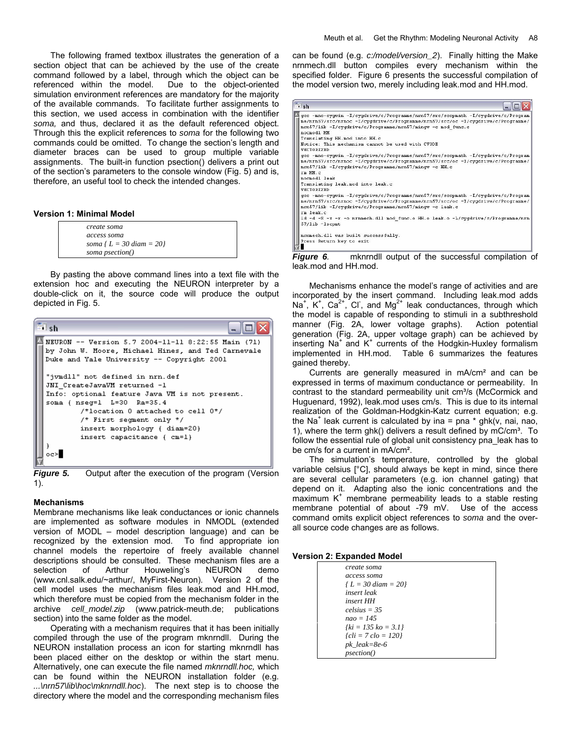The following framed textbox illustrates the generation of a section object that can be achieved by the use of the create command followed by a label, through which the object can be referenced within the model. Due to the object-oriented simulation environment references are mandatory for the majority of the available commands. To facilitate further assignments to this section, we used access in combination with the identifier *soma,* and thus, declared it as the default referenced object. Through this the explicit references to *soma* for the following two commands could be omitted. To change the section's length and diameter braces can be used to group multiple variable assignments. The built-in function psection() delivers a print out of the section's parameters to the console window (Fig. 5) and is, therefore, an useful tool to check the intended changes.

**Version 1: Minimal Model**

```
create soma
access soma
soma { L = 30 diam = 20}
soma psection()
```

By pasting the above command lines into a text file with the extension hoc and executing the NEURON interpreter by a double-click on it, the source code will produce the output depicted in Fig. 5.

```
NEURON -- Version 5.7 2004-11-11 8:22:55 Main (71)
by John W. Moore, Michael Hines, and Ted Carnevale
Duke and Yale University -- Copyright 2001

"jvmdll" not defined in nrn.def
JNI_CreateJavaVM returned -1
Info: optional feature Java VM is not present.
soma { nseg=1  L=30  Ra=35.4
        /*location 0 attached to cell 0*/
        /* First segment only */
        insert morphology { diam=20}
        insert capacitance { cm=1}
}
oc>
```

***Figure 5.*** Output after the execution of the program (Version 1).

**Mechanisms**

Membrane mechanisms like leak conductances or ionic channels are implemented as software modules in NMODL (extended version of MODL – model description language) and can be recognized by the extension mod. To find appropriate ion channel models the repertoire of freely available channel descriptions should be consulted. These mechanism files are a selection of Arthur Houweling's NEURON demo (www.cnl.salk.edu/~arthur/, MyFirst-Neuron). Version 2 of the cell model uses the mechanism files leak.mod and HH.mod, which therefore must be copied from the mechanism folder in the archive *cell_model.zip* (www.patrick-meuth.de; publications section) into the same folder as the model.

Operating with a mechanism requires that it has been initially compiled through the use of the program mknrndll. During the NEURON installation process an icon for starting mknrndll has been placed either on the desktop or within the start menu. Alternatively, one can execute the file named *mknrndll.hoc,* which can be found within the NEURON installation folder (e.g. *...\nrn57\lib\hoc\mknrndll.hoc*). The next step is to choose the directory where the model and the corresponding mechanism files can be found (e.g. *c:/model/version_2*). Finally hitting the Make nrnmech.dll button compiles every mechanism within the specified folder. Figure 6 presents the successful compilation of the model version two, merely including leak.mod and HH.mod.

```
gcc -mno-cygwin -I/cygdrive/c/Programme/nrn57/src/scopmath -I/cygdrive/c/Programme/nrn57/src/nrnoc -I/cygdrive/c/Programme/nrn57/src/oc -I/cygdrive/c/Programme/nrn57/lib -I/cygdrive/c/Programme/nrn57/mingw -c mod_func.c
nocmodl HH
Translating HH.mod into HH.c
Notice: This mechanism cannot be used with CVODE
VECTORIZED
gcc -mno-cygwin -I/cygdrive/c/Programme/nrn57/src/scopmath -I/cygdrive/c/Programme/nrn57/src/nrnoc -I/cygdrive/c/Programme/nrn57/src/oc -I/cygdrive/c/Programme/nrn57/lib -I/cygdrive/c/Programme/nrn57/mingw -c HH.c
rm HH.c
nocmodl leak
Translating leak.mod into leak.c
VECTORIZED
gcc -mno-cygwin -I/cygdrive/c/Programme/nrn57/src/scopmath -I/cygdrive/c/Programme/nrn57/src/nrnoc -I/cygdrive/c/Programme/nrn57/src/oc -I/cygdrive/c/Programme/nrn57/lib -I/cygdrive/c/Programme/nrn57/mingw -c leak.c
rm leak.c
ld -d -S -x -r -o nrnmech.dll mod_func.o HH.o leak.o -L/cygdrive/c/Programme/nrn57/lib -lscpmt

nrnmech.dll was built successfully.
Press Return key to exit
```

***Figure 6.*** mknrndll output of the successful compilation of leak.mod and HH.mod.

Mechanisms enhance the model's range of activities and are incorporated by the insert command. Including leak.mod adds $Na^+$, $K^+$, $Ca^{2+}$, $Cl^-$, and $Mg^{2+}$ leak conductances, through which the model is capable of responding to stimuli in a subthreshold manner (Fig. 2A, lower voltage graphs). Action potential generation (Fig. 2A, upper voltage graph) can be achieved by inserting $Na^+$ and $K^+$ currents of the Hodgkin-Huxley formalism implemented in HH.mod. Table 6 summarizes the features gained thereby.

Currents are generally measured in mA/cm² and can be expressed in terms of maximum conductance or permeability. In contrast to the standard permeability unit cm³/s (McCormick and Huguenard, 1992), leak.mod uses cm/s. This is due to its internal realization of the Goldman-Hodgkin-Katz current equation; e.g. the $Na^+$ leak current is calculated by ina = pna * ghk(v, nai, nao, 1), where the term ghk() delivers a result defined by mC/cm³. To follow the essential rule of global unit consistency pna_leak has to be cm/s for a current in mA/cm².

The simulation's temperature, controlled by the global variable celsius [°C], should always be kept in mind, since there are several cellular parameters (e.g. ion channel gating) that depend on it. Adapting also the ionic concentrations and the maximum $K^+$ membrane permeability leads to a stable resting membrane potential of about -79 mV. Use of the access command omits explicit object references to *soma* and the over-all source code changes are as follows.

**Version 2: Expanded Model**

```
create soma
access soma
{ L = 30 diam = 20}
insert leak
insert HH
celsius = 35
nao = 145
{ki = 135 ko = 3.1}
{cli = 7 clo = 120}
pk_leak=8e-6
psection()
```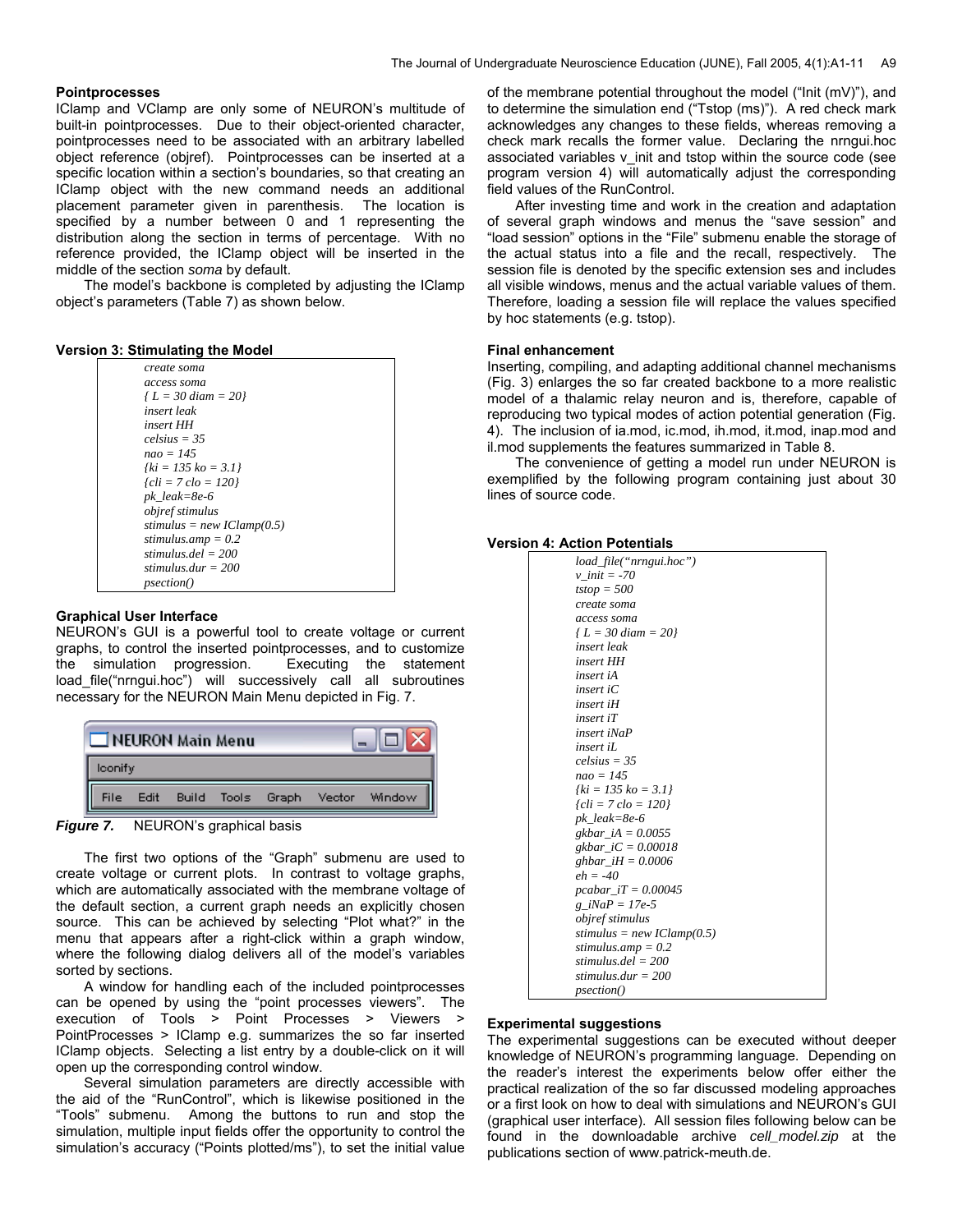**Pointprocesses**

IClamp and VClamp are only some of NEURON's multitude of built-in pointprocesses. Due to their object-oriented character, pointprocesses need to be associated with an arbitrary labelled object reference (objref). Pointprocesses can be inserted at a specific location within a section's boundaries, so that creating an IClamp object with the new command needs an additional placement parameter given in parenthesis. The location is specified by a number between 0 and 1 representing the distribution along the section in terms of percentage. With no reference provided, the IClamp object will be inserted in the middle of the section *soma* by default.

The model's backbone is completed by adjusting the IClamp object's parameters (Table 7) as shown below.

**Version 3: Stimulating the Model**

```
create soma
access soma
{ L = 30 diam = 20}
insert leak
insert HH
celsius = 35
nao = 145
{ki = 135 ko = 3.1}
{cli = 7 clo = 120}
pk_leak=8e-6
objref stimulus
stimulus = new IClamp(0.5)
stimulus.amp = 0.2
stimulus.del = 200
stimulus.dur = 200
psection()
```

**Graphical User Interface**

NEURON's GUI is a powerful tool to create voltage or current graphs, to control the inserted pointprocesses, and to customize the simulation progression. Executing the statement load_file("nrngui.hoc") will successively call all subroutines necessary for the NEURON Main Menu depicted in Fig. 7.

*Figure 7.* NEURON's graphical basis

The first two options of the "Graph" submenu are used to create voltage or current plots. In contrast to voltage graphs, which are automatically associated with the membrane voltage of the default section, a current graph needs an explicitly chosen source. This can be achieved by selecting "Plot what?" in the menu that appears after a right-click within a graph window, where the following dialog delivers all of the model's variables sorted by sections.

A window for handling each of the included pointprocesses can be opened by using the "point processes viewers". The execution of Tools > Point Processes > Viewers > PointProcesses > IClamp e.g. summarizes the so far inserted IClamp objects. Selecting a list entry by a double-click on it will open up the corresponding control window.

Several simulation parameters are directly accessible with the aid of the "RunControl", which is likewise positioned in the "Tools" submenu. Among the buttons to run and stop the simulation, multiple input fields offer the opportunity to control the simulation's accuracy ("Points plotted/ms"), to set the initial value of the membrane potential throughout the model ("Init (mV)"), and to determine the simulation end ("Tstop (ms)"). A red check mark acknowledges any changes to these fields, whereas removing a check mark recalls the former value. Declaring the nrngui.hoc associated variables v_init and tstop within the source code (see program version 4) will automatically adjust the corresponding field values of the RunControl.

After investing time and work in the creation and adaptation of several graph windows and menus the "save session" and "load session" options in the "File" submenu enable the storage of the actual status into a file and the recall, respectively. The session file is denoted by the specific extension ses and includes all visible windows, menus and the actual variable values of them. Therefore, loading a session file will replace the values specified by hoc statements (e.g. tstop).

**Final enhancement**

Inserting, compiling, and adapting additional channel mechanisms (Fig. 3) enlarges the so far created backbone to a more realistic model of a thalamic relay neuron and is, therefore, capable of reproducing two typical modes of action potential generation (Fig. 4). The inclusion of ia.mod, ic.mod, ih.mod, it.mod, inap.mod and il.mod supplements the features summarized in Table 8.

The convenience of getting a model run under NEURON is exemplified by the following program containing just about 30 lines of source code.

**Version 4: Action Potentials**

```
load_file("nrngui.hoc")
v_init = -70
tstop = 500
create soma
access soma
{ L = 30 diam = 20}
insert leak
insert HH
insert iA
insert iC
insert iH
insert iT
insert iNaP
insert iL
celsius = 35
nao = 145
{ki = 135 ko = 3.1}
{cli = 7 clo = 120}
pk_leak=8e-6
gkbar_iA = 0.0055
gkbar_iC = 0.00018
ghbar_iH = 0.0006
eh = -40
pcabar_iT = 0.00045
g_iNaP = 17e-5
objref stimulus
stimulus = new IClamp(0.5)
stimulus.amp = 0.2
stimulus.del = 200
stimulus.dur = 200
psection()
```

**Experimental suggestions**

The experimental suggestions can be executed without deeper knowledge of NEURON's programming language. Depending on the reader's interest the experiments below offer either the practical realization of the so far discussed modeling approaches or a first look on how to deal with simulations and NEURON's GUI (graphical user interface). All session files following below can be found in the downloadable archive *cell_model.zip* at the publications section of www.patrick-meuth.de.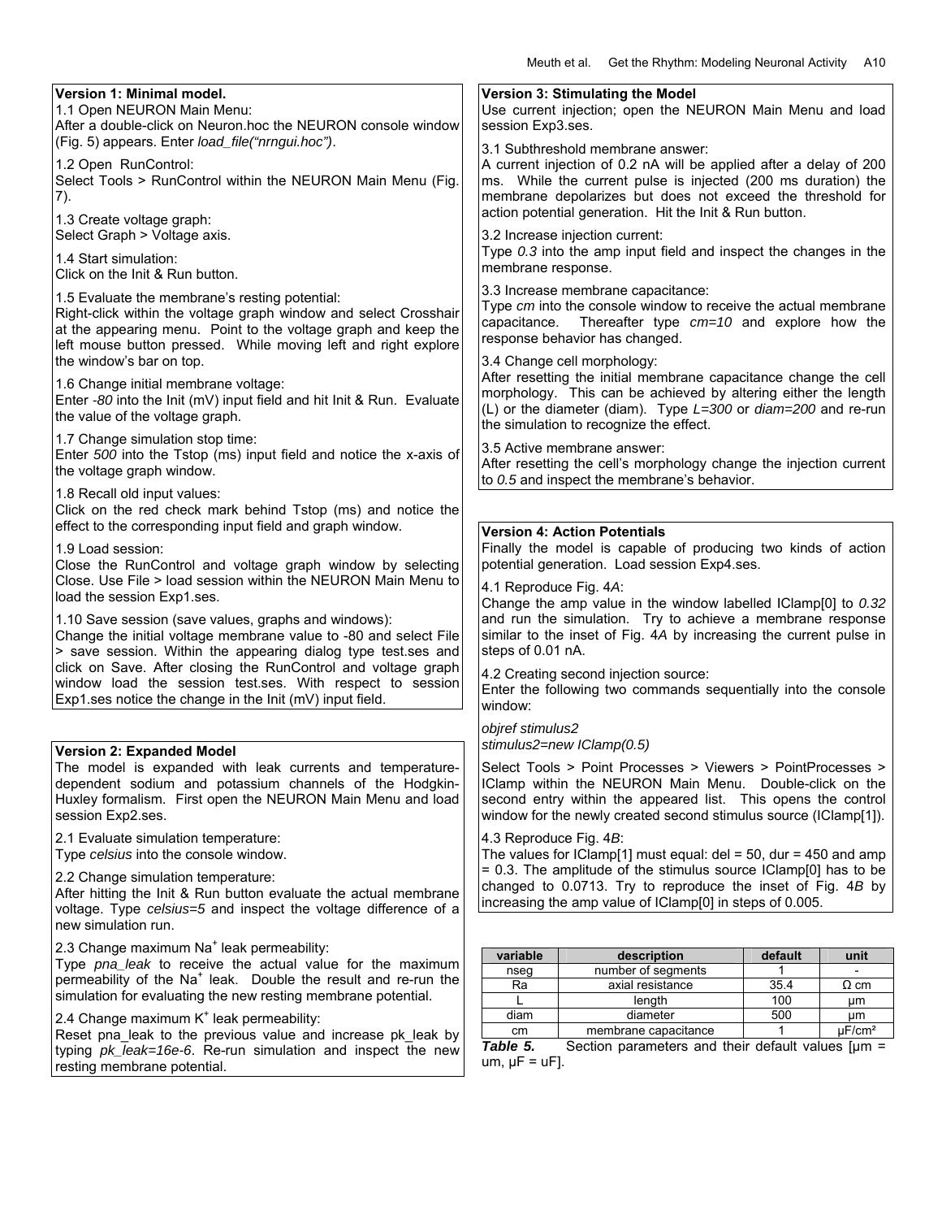**Version 1: Minimal model.**

1.1 Open NEURON Main Menu:
After a double-click on Neuron.hoc the NEURON console window (Fig. 5) appears. Enter *load_file("nrngui.hoc")*.

1.2 Open RunControl:
Select Tools > RunControl within the NEURON Main Menu (Fig. 7).

1.3 Create voltage graph:
Select Graph > Voltage axis.

1.4 Start simulation:
Click on the Init & Run button.

1.5 Evaluate the membrane's resting potential:
Right-click within the voltage graph window and select Crosshair at the appearing menu. Point to the voltage graph and keep the left mouse button pressed. While moving left and right explore the window's bar on top.

1.6 Change initial membrane voltage:
Enter *-80* into the Init (mV) input field and hit Init & Run. Evaluate the value of the voltage graph.

1.7 Change simulation stop time:
Enter *500* into the Tstop (ms) input field and notice the x-axis of the voltage graph window.

1.8 Recall old input values:
Click on the red check mark behind Tstop (ms) and notice the effect to the corresponding input field and graph window.

1.9 Load session:
Close the RunControl and voltage graph window by selecting Close. Use File > load session within the NEURON Main Menu to load the session Exp1.ses.

1.10 Save session (save values, graphs and windows):
Change the initial voltage membrane value to -80 and select File > save session. Within the appearing dialog type test.ses and click on Save. After closing the RunControl and voltage graph window load the session test.ses. With respect to session Exp1.ses notice the change in the Init (mV) input field.

**Version 2: Expanded Model**

The model is expanded with leak currents and temperature-dependent sodium and potassium channels of the Hodgkin-Huxley formalism. First open the NEURON Main Menu and load session Exp2.ses.

2.1 Evaluate simulation temperature:
Type *celsius* into the console window.

2.2 Change simulation temperature:
After hitting the Init & Run button evaluate the actual membrane voltage. Type *celsius=5* and inspect the voltage difference of a new simulation run.

2.3 Change maximum $Na^+$ leak permeability:
Type *pna_leak* to receive the actual value for the maximum permeability of the $Na^+$ leak. Double the result and re-run the simulation for evaluating the new resting membrane potential.

2.4 Change maximum $K^+$ leak permeability:
Reset pna_leak to the previous value and increase pk_leak by typing *pk_leak=16e-6*. Re-run simulation and inspect the new resting membrane potential.

**Version 3: Stimulating the Model**

Use current injection; open the NEURON Main Menu and load session Exp3.ses.

3.1 Subthreshold membrane answer:
A current injection of 0.2 nA will be applied after a delay of 200 ms. While the current pulse is injected (200 ms duration) the membrane depolarizes but does not exceed the threshold for action potential generation. Hit the Init & Run button.

3.2 Increase injection current:
Type *0.3* into the amp input field and inspect the changes in the membrane response.

3.3 Increase membrane capacitance:
Type *cm* into the console window to receive the actual membrane capacitance. Thereafter type *cm=10* and explore how the response behavior has changed.

3.4 Change cell morphology:
After resetting the initial membrane capacitance change the cell morphology. This can be achieved by altering either the length (L) or the diameter (diam). Type *L=300* or *diam=200* and re-run the simulation to recognize the effect.

3.5 Active membrane answer:
After resetting the cell's morphology change the injection current to *0.5* and inspect the membrane's behavior.

**Version 4: Action Potentials**

Finally the model is capable of producing two kinds of action potential generation. Load session Exp4.ses.

4.1 Reproduce Fig. 4*A*:
Change the amp value in the window labelled IClamp[0] to *0.32* and run the simulation. Try to achieve a membrane response similar to the inset of Fig. 4*A* by increasing the current pulse in steps of 0.01 nA.

4.2 Creating second injection source:
Enter the following two commands sequentially into the console window:

*objref stimulus2*
*stimulus2=new IClamp(0.5)*

Select Tools > Point Processes > Viewers > PointProcesses > IClamp within the NEURON Main Menu. Double-click on the second entry within the appeared list. This opens the control window for the newly created second stimulus source (IClamp[1]).

4.3 Reproduce Fig. 4*B*:
The values for IClamp[1] must equal: del = 50, dur = 450 and amp = 0.3. The amplitude of the stimulus source IClamp[0] has to be changed to 0.0713. Try to reproduce the inset of Fig. 4*B* by increasing the amp value of IClamp[0] in steps of 0.005.

| variable | description | default | unit |
|---|---|---|---|
| nseg | number of segments | 1 | - |
| Ra | axial resistance | 35.4 | Ω cm |
| L | length | 100 | µm |
| diam | diameter | 500 | µm |
| cm | membrane capacitance | 1 | µF/cm² |

***Table 5.*** Section parameters and their default values [µm = um, µF = uF].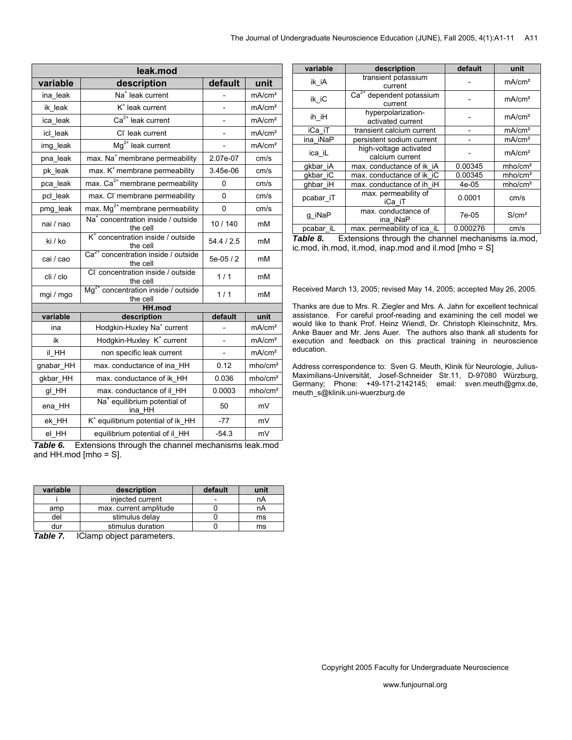| leak.mod | | | |
|---|---|---|---|
| **variable** | **description** | **default** | **unit** |
| ina_leak | $Na^+$ leak current | - | mA/cm² |
| ik_leak | $K^+$ leak current | - | mA/cm² |
| ica_leak | $Ca^{2+}$ leak current | - | mA/cm² |
| icl_leak | $Cl^-$ leak current | - | mA/cm² |
| img_leak | $Mg^{2+}$ leak current | - | mA/cm² |
| pna_leak | max. $Na^+$ membrane permeability | 2.07e-07 | cm/s |
| pk_leak | max. $K^+$ membrane permeability | 3.45e-06 | cm/s |
| pca_leak | max. $Ca^{2+}$ membrane permeability | 0 | cm/s |
| pcl_leak | max. $Cl^-$ membrane permeability | 0 | cm/s |
| pmg_leak | max. $Mg^{2+}$ membrane permeability | 0 | cm/s |
| nai / nao | $Na^+$ concentration inside / outside the cell | 10 / 140 | mM |
| ki / ko | $K^+$ concentration inside / outside the cell | 54.4 / 2.5 | mM |
| cai / cao | $Ca^{2+}$ concentration inside / outside the cell | 5e-05 / 2 | mM |
| cli / clo | $Cl^-$ concentration inside / outside the cell | 1 / 1 | mM |
| mgi / mgo | $Mg^{2+}$ concentration inside / outside the cell | 1 / 1 | mM |
| **HH.mod** | | | |
| **variable** | **description** | **default** | **unit** |
| ina | Hodgkin-Huxley $Na^+$ current | - | mA/cm² |
| ik | Hodgkin-Huxley $K^+$ current | - | mA/cm² |
| il_HH | non specific leak current | - | mA/cm² |
| gnabar_HH | max. conductance of ina_HH | 0.12 | mho/cm² |
| gkbar_HH | max. conductance of ik_HH | 0.036 | mho/cm² |
| gl_HH | max. conductance of il_HH | 0.0003 | mho/cm² |
| ena_HH | $Na^+$ equilibrium potential of ina_HH | 50 | mV |
| ek_HH | $K^+$ equilibrium potential of ik_HH | -77 | mV |
| el_HH | equilibrium potential of il_HH | -54.3 | mV |

***Table 6.*** Extensions through the channel mechanisms leak.mod and HH.mod [mho = S].

| variable | description | default | unit |
|---|---|---|---|
| i | injected current | - | nA |
| amp | max. current amplitude | 0 | nA |
| del | stimulus delay | 0 | ms |
| dur | stimulus duration | 0 | ms |

***Table 7.*** IClamp object parameters.

| variable | description | default | unit |
|---|---|---|---|
| ik_iA | transient potassium current | - | mA/cm² |
| ik_iC | $Ca^{2+}$ dependent potassium current | - | mA/cm² |
| ih_iH | hyperpolarization-activated current | - | mA/cm² |
| iCa_iT | transient calcium current | - | mA/cm² |
| ina_iNaP | persistent sodium current | - | mA/cm² |
| ica_iL | high-voltage activated calcium current | - | mA/cm² |
| gkbar_iA | max. conductance of ik_iA | 0.00345 | mho/cm² |
| gkbar_iC | max. conductance of ik_iC | 0.00345 | mho/cm² |
| ghbar_iH | max. conductance of ih_iH | 4e-05 | mho/cm² |
| pcabar_iT | max. permeability of iCa_iT | 0.0001 | cm/s |
| g_iNaP | max. conductance of ina_iNaP | 7e-05 | S/cm² |
| pcabar_iL | max. permeability of ica_iL | 0.000276 | cm/s |

***Table 8.*** Extensions through the channel mechanisms ia.mod, ic.mod, ih.mod, it.mod, inap.mod and il.mod [mho = S]

Received March 13, 2005; revised May 14, 2005; accepted May 26, 2005.

Thanks are due to Mrs. R. Ziegler and Mrs. A. Jahn for excellent technical assistance. For careful proof-reading and examining the cell model we would like to thank Prof. Heinz Wiendl, Dr. Christoph Kleinschnitz, Mrs. Anke Bauer and Mr. Jens Auer. The authors also thank all students for execution and feedback on this practical training in neuroscience education.

Address correspondence to: Sven G. Meuth, Klinik für Neurologie, Julius-Maximilians-Universität, Josef-Schneider Str.11, D-97080 Würzburg, Germany; Phone: +49-171-2142145; email: sven.meuth@gmx.de, meuth_s@klinik.uni-wuerzburg.de